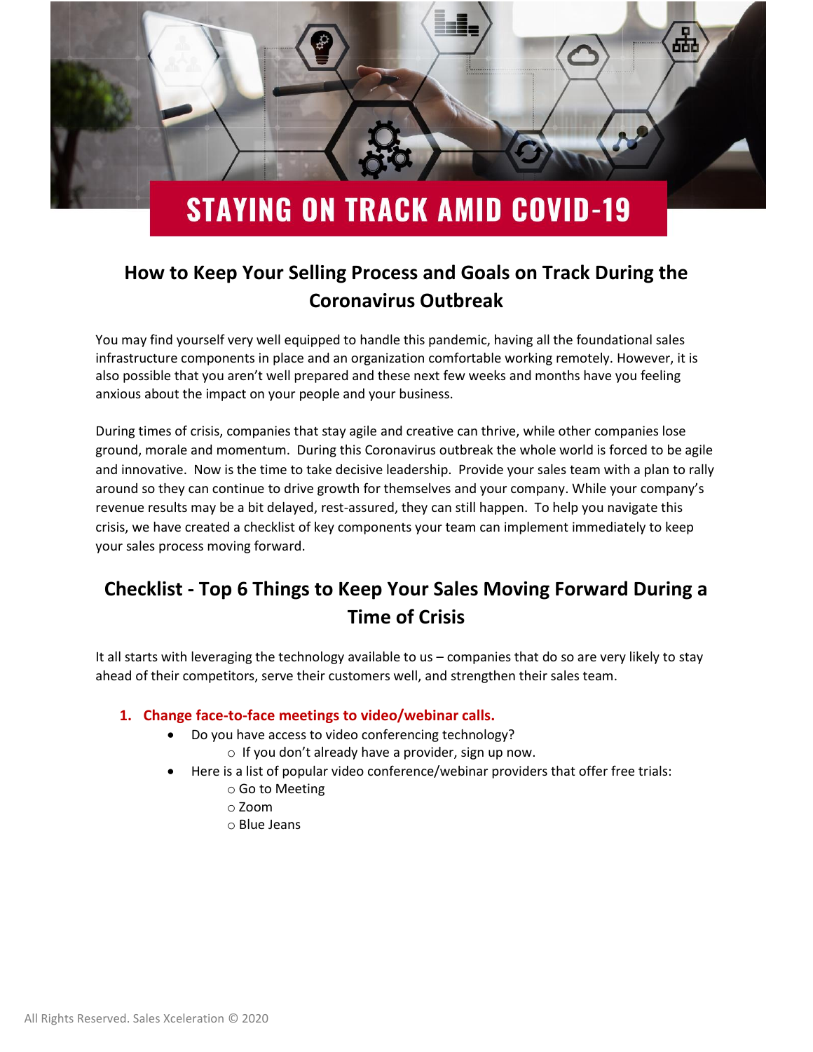# STAYING ON TRACK AMID COVID-19

## How to Keep Your Selling Process and Goals on Track During the Coronavirus Outbreak

You may find yourself very well equipped to handle this pandemic, having all the foundational sales infrastructure components in place and an organization comfortable working remotely. However, it is also possible that you aren't well prepared and these next few weeks and months have you feeling anxious about the impact on your people and your business.

During times of crisis, companies that stay agile and creative can thrive, while other companies lose ground, morale and momentum. During this Coronavirus outbreak the whole world is forced to be agile and innovative. Now is the time to take decisive leadership. Provide your sales team with a plan to rally around so they can continue to drive growth for themselves and your company. While your company's revenue results may be a bit delayed, rest-assured, they can still happen. To help you navigate this crisis, we have created a checklist of key components your team can implement immediately to keep your sales process moving forward.

## Checklist - Top 6 Things to Keep Your Sales Moving Forward During a Time of Crisis

It all starts with leveraging the technology available to us – companies that do so are very likely to stay ahead of their competitors, serve their customers well, and strengthen their sales team.

1. **Change face-to-face meetings to video/webinar calls.**
   - Do you have access to video conferencing technology?
     - If you don't already have a provider, sign up now.
   - Here is a list of popular video conference/webinar providers that offer free trials:
     - Go to Meeting
     - Zoom
     - Blue Jeans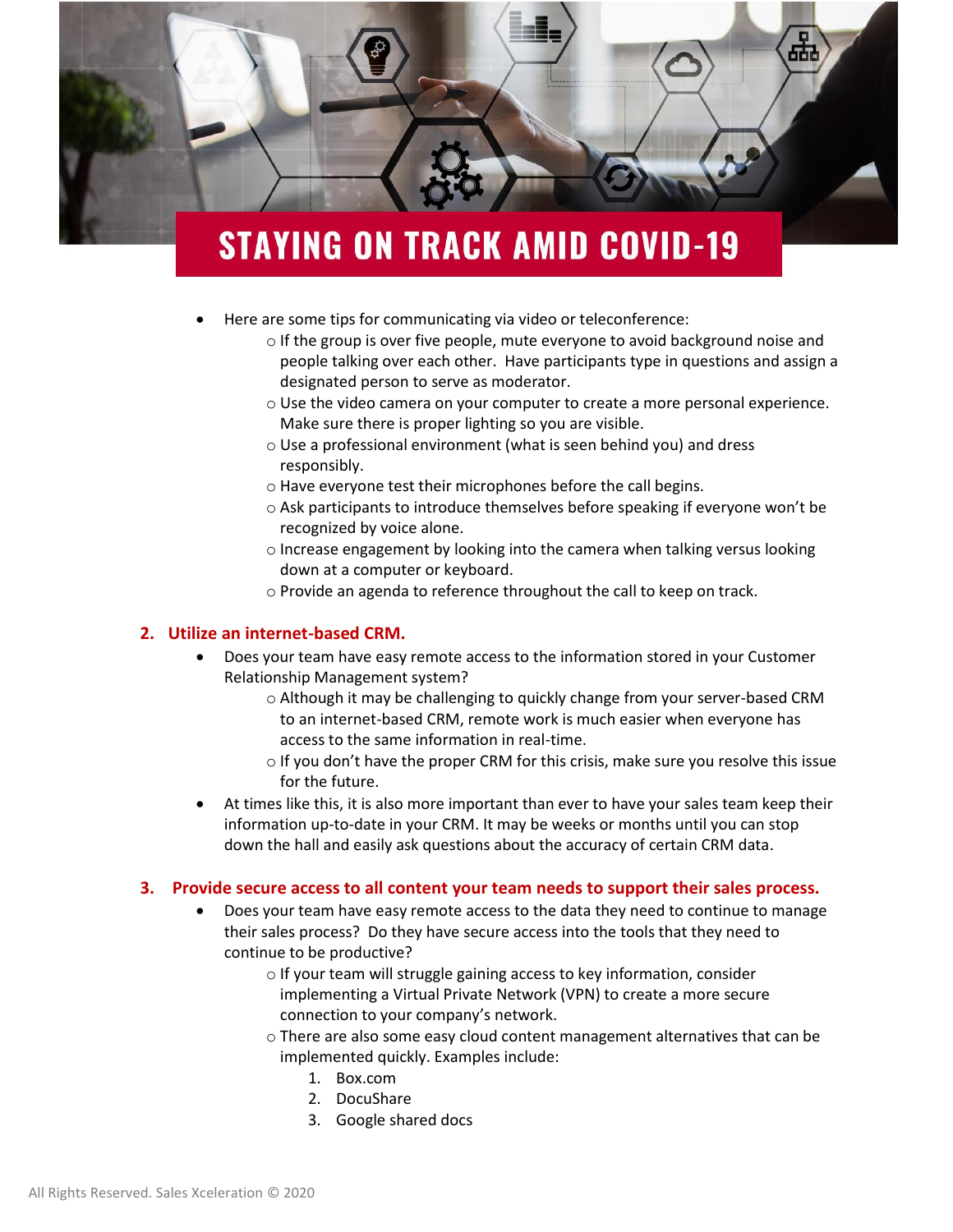# STAYING ON TRACK AMID COVID-19

- Here are some tips for communicating via video or teleconference:
  - If the group is over five people, mute everyone to avoid background noise and people talking over each other. Have participants type in questions and assign a designated person to serve as moderator.
  - Use the video camera on your computer to create a more personal experience. Make sure there is proper lighting so you are visible.
  - Use a professional environment (what is seen behind you) and dress responsibly.
  - Have everyone test their microphones before the call begins.
  - Ask participants to introduce themselves before speaking if everyone won't be recognized by voice alone.
  - Increase engagement by looking into the camera when talking versus looking down at a computer or keyboard.
  - Provide an agenda to reference throughout the call to keep on track.

## 2. Utilize an internet-based CRM.

- Does your team have easy remote access to the information stored in your Customer Relationship Management system?
  - Although it may be challenging to quickly change from your server-based CRM to an internet-based CRM, remote work is much easier when everyone has access to the same information in real-time.
  - If you don't have the proper CRM for this crisis, make sure you resolve this issue for the future.
- At times like this, it is also more important than ever to have your sales team keep their information up-to-date in your CRM. It may be weeks or months until you can stop down the hall and easily ask questions about the accuracy of certain CRM data.

## 3. Provide secure access to all content your team needs to support their sales process.

- Does your team have easy remote access to the data they need to continue to manage their sales process? Do they have secure access into the tools that they need to continue to be productive?
  - If your team will struggle gaining access to key information, consider implementing a Virtual Private Network (VPN) to create a more secure connection to your company's network.
  - There are also some easy cloud content management alternatives that can be implemented quickly. Examples include:
    1. Box.com
    2. DocuShare
    3. Google shared docs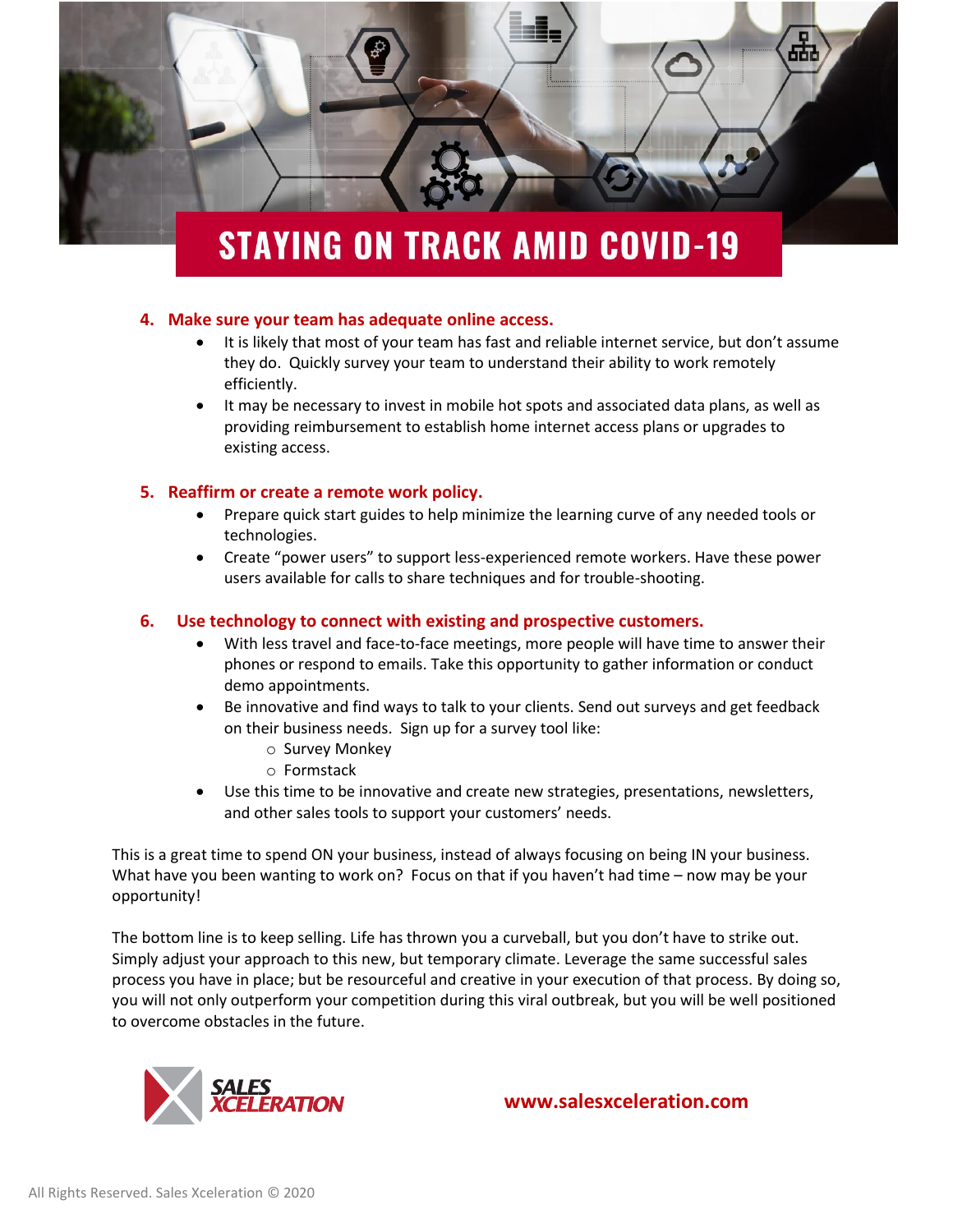# STAYING ON TRACK AMID COVID-19

4. **Make sure your team has adequate online access.**
   - It is likely that most of your team has fast and reliable internet service, but don't assume they do. Quickly survey your team to understand their ability to work remotely efficiently.
   - It may be necessary to invest in mobile hot spots and associated data plans, as well as providing reimbursement to establish home internet access plans or upgrades to existing access.

5. **Reaffirm or create a remote work policy.**
   - Prepare quick start guides to help minimize the learning curve of any needed tools or technologies.
   - Create "power users" to support less-experienced remote workers. Have these power users available for calls to share techniques and for trouble-shooting.

6. **Use technology to connect with existing and prospective customers.**
   - With less travel and face-to-face meetings, more people will have time to answer their phones or respond to emails. Take this opportunity to gather information or conduct demo appointments.
   - Be innovative and find ways to talk to your clients. Send out surveys and get feedback on their business needs. Sign up for a survey tool like:
     - Survey Monkey
     - Formstack
   - Use this time to be innovative and create new strategies, presentations, newsletters, and other sales tools to support your customers' needs.

This is a great time to spend ON your business, instead of always focusing on being IN your business. What have you been wanting to work on? Focus on that if you haven't had time – now may be your opportunity!

The bottom line is to keep selling. Life has thrown you a curveball, but you don't have to strike out. Simply adjust your approach to this new, but temporary climate. Leverage the same successful sales process you have in place; but be resourceful and creative in your execution of that process. By doing so, you will not only outperform your competition during this viral outbreak, but you will be well positioned to overcome obstacles in the future.

SALES XCELERATION

www.salesxceleration.com

All Rights Reserved. Sales Xceleration © 2020